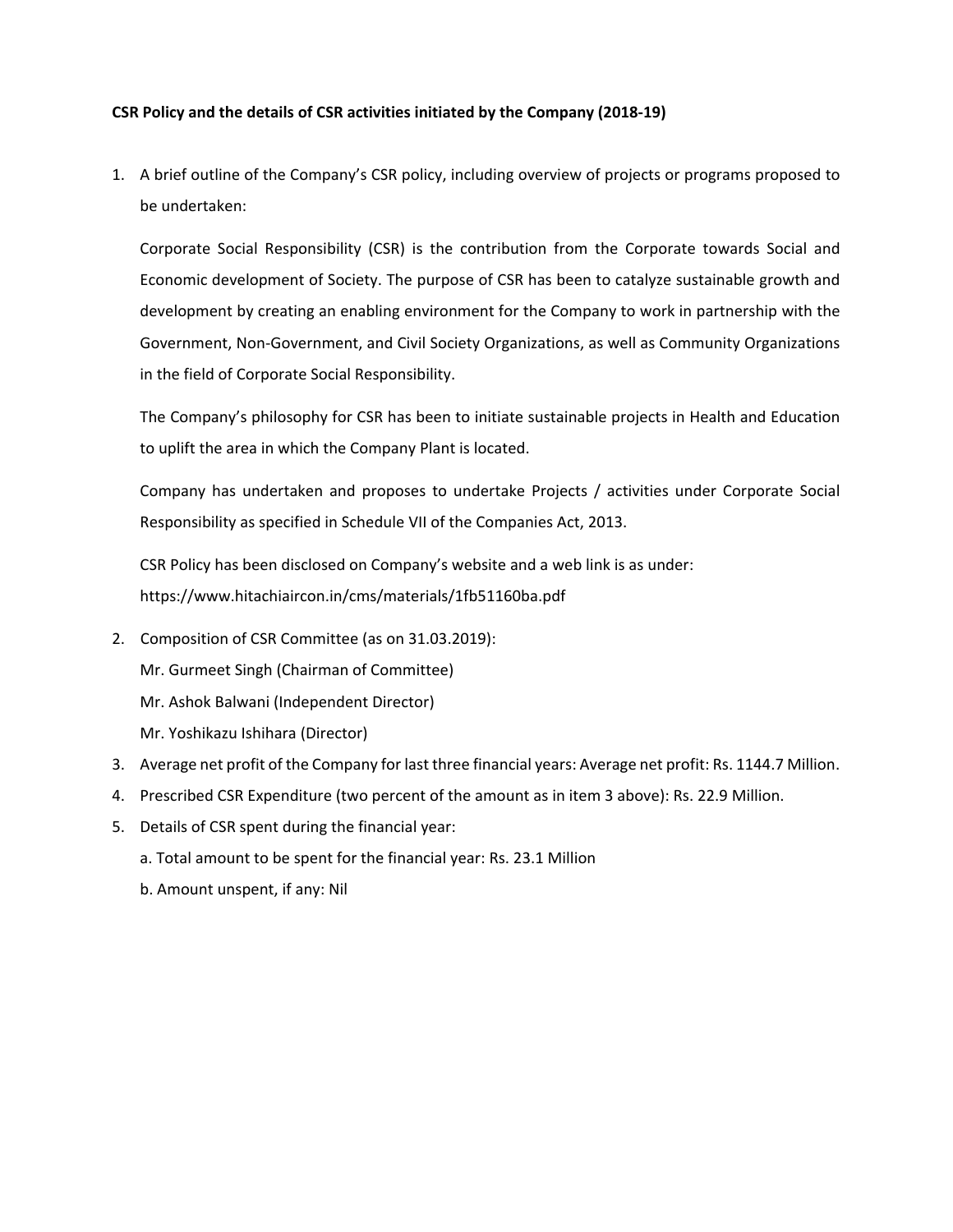**CSR Policy and the details of CSR activities initiated by the Company (2018-19)**

1. A brief outline of the Company's CSR policy, including overview of projects or programs proposed to be undertaken:

   Corporate Social Responsibility (CSR) is the contribution from the Corporate towards Social and Economic development of Society. The purpose of CSR has been to catalyze sustainable growth and development by creating an enabling environment for the Company to work in partnership with the Government, Non-Government, and Civil Society Organizations, as well as Community Organizations in the field of Corporate Social Responsibility.

   The Company's philosophy for CSR has been to initiate sustainable projects in Health and Education to uplift the area in which the Company Plant is located.

   Company has undertaken and proposes to undertake Projects / activities under Corporate Social Responsibility as specified in Schedule VII of the Companies Act, 2013.

   CSR Policy has been disclosed on Company's website and a web link is as under:
   https://www.hitachiaircon.in/cms/materials/1fb51160ba.pdf

2. Composition of CSR Committee (as on 31.03.2019):

   Mr. Gurmeet Singh (Chairman of Committee)

   Mr. Ashok Balwani (Independent Director)

   Mr. Yoshikazu Ishihara (Director)

3. Average net profit of the Company for last three financial years: Average net profit: Rs. 1144.7 Million.
4. Prescribed CSR Expenditure (two percent of the amount as in item 3 above): Rs. 22.9 Million.
5. Details of CSR spent during the financial year:

   a. Total amount to be spent for the financial year: Rs. 23.1 Million

   b. Amount unspent, if any: Nil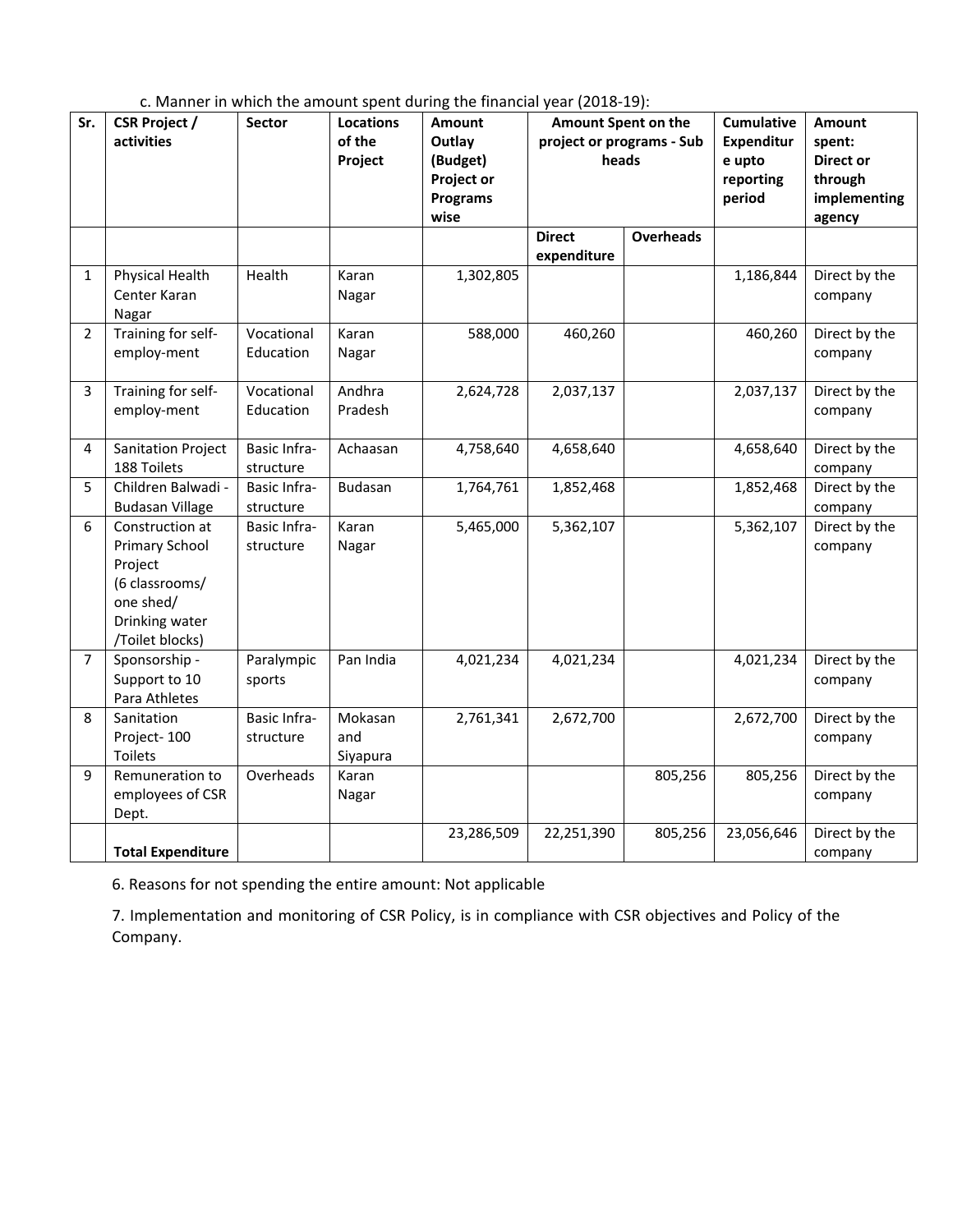c. Manner in which the amount spent during the financial year (2018-19):

| Sr. | CSR Project / activities | Sector | Locations of the Project | Amount Outlay (Budget) Project or Programs wise | Amount Spent on the project or programs - Sub heads | | Cumulative Expenditure upto reporting period | Amount spent: Direct or through implementing agency |
|---|---|---|---|---|---|---|---|---|
| | | | | | **Direct expenditure** | **Overheads** | | |
| 1 | Physical Health Center Karan Nagar | Health | Karan Nagar | 1,302,805 | | | 1,186,844 | Direct by the company |
| 2 | Training for self-employ-ment | Vocational Education | Karan Nagar | 588,000 | 460,260 | | 460,260 | Direct by the company |
| 3 | Training for self-employ-ment | Vocational Education | Andhra Pradesh | 2,624,728 | 2,037,137 | | 2,037,137 | Direct by the company |
| 4 | Sanitation Project 188 Toilets | Basic Infra-structure | Achaasan | 4,758,640 | 4,658,640 | | 4,658,640 | Direct by the company |
| 5 | Children Balwadi - Budasan Village | Basic Infra-structure | Budasan | 1,764,761 | 1,852,468 | | 1,852,468 | Direct by the company |
| 6 | Construction at Primary School Project (6 classrooms/ one shed/ Drinking water /Toilet blocks) | Basic Infra-structure | Karan Nagar | 5,465,000 | 5,362,107 | | 5,362,107 | Direct by the company |
| 7 | Sponsorship - Support to 10 Para Athletes | Paralympic sports | Pan India | 4,021,234 | 4,021,234 | | 4,021,234 | Direct by the company |
| 8 | Sanitation Project- 100 Toilets | Basic Infra-structure | Mokasan and Siyapura | 2,761,341 | 2,672,700 | | 2,672,700 | Direct by the company |
| 9 | Remuneration to employees of CSR Dept. | Overheads | Karan Nagar | | | 805,256 | 805,256 | Direct by the company |
| | **Total Expenditure** | | | 23,286,509 | 22,251,390 | 805,256 | 23,056,646 | Direct by the company |

6. Reasons for not spending the entire amount: Not applicable

7. Implementation and monitoring of CSR Policy, is in compliance with CSR objectives and Policy of the Company.